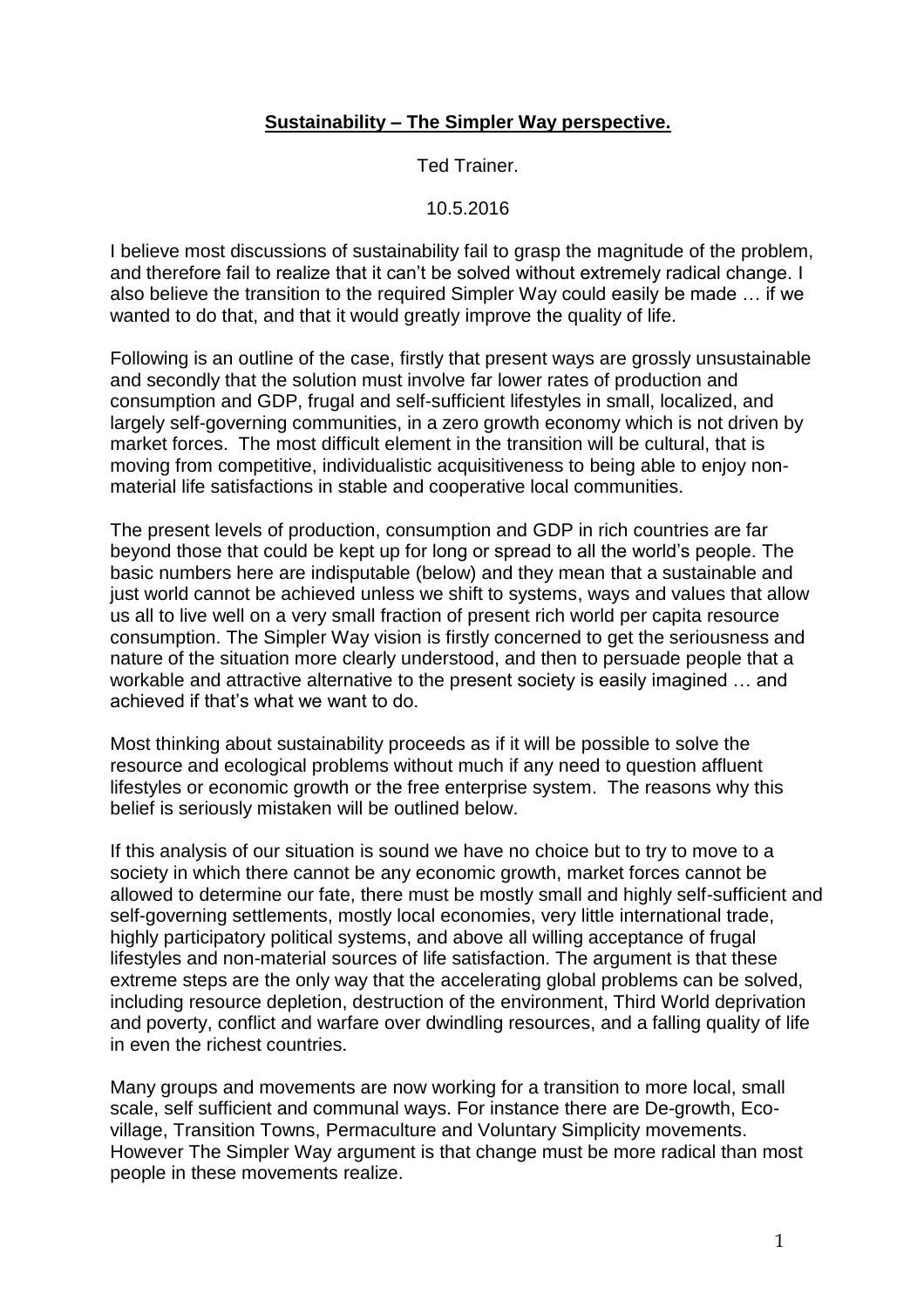# **Sustainability – The Simpler Way perspective.**

Ted Trainer.

10.5.2016

I believe most discussions of sustainability fail to grasp the magnitude of the problem, and therefore fail to realize that it can't be solved without extremely radical change. I also believe the transition to the required Simpler Way could easily be made … if we wanted to do that, and that it would greatly improve the quality of life.

Following is an outline of the case, firstly that present ways are grossly unsustainable and secondly that the solution must involve far lower rates of production and consumption and GDP, frugal and self-sufficient lifestyles in small, localized, and largely self-governing communities, in a zero growth economy which is not driven by market forces. The most difficult element in the transition will be cultural, that is moving from competitive, individualistic acquisitiveness to being able to enjoy non-material life satisfactions in stable and cooperative local communities.

The present levels of production, consumption and GDP in rich countries are far beyond those that could be kept up for long or spread to all the world's people. The basic numbers here are indisputable (below) and they mean that a sustainable and just world cannot be achieved unless we shift to systems, ways and values that allow us all to live well on a very small fraction of present rich world per capita resource consumption. The Simpler Way vision is firstly concerned to get the seriousness and nature of the situation more clearly understood, and then to persuade people that a workable and attractive alternative to the present society is easily imagined … and achieved if that's what we want to do.

Most thinking about sustainability proceeds as if it will be possible to solve the resource and ecological problems without much if any need to question affluent lifestyles or economic growth or the free enterprise system. The reasons why this belief is seriously mistaken will be outlined below.

If this analysis of our situation is sound we have no choice but to try to move to a society in which there cannot be any economic growth, market forces cannot be allowed to determine our fate, there must be mostly small and highly self-sufficient and self-governing settlements, mostly local economies, very little international trade, highly participatory political systems, and above all willing acceptance of frugal lifestyles and non-material sources of life satisfaction. The argument is that these extreme steps are the only way that the accelerating global problems can be solved, including resource depletion, destruction of the environment, Third World deprivation and poverty, conflict and warfare over dwindling resources, and a falling quality of life in even the richest countries.

Many groups and movements are now working for a transition to more local, small scale, self sufficient and communal ways. For instance there are De-growth, Eco-village, Transition Towns, Permaculture and Voluntary Simplicity movements. However The Simpler Way argument is that change must be more radical than most people in these movements realize.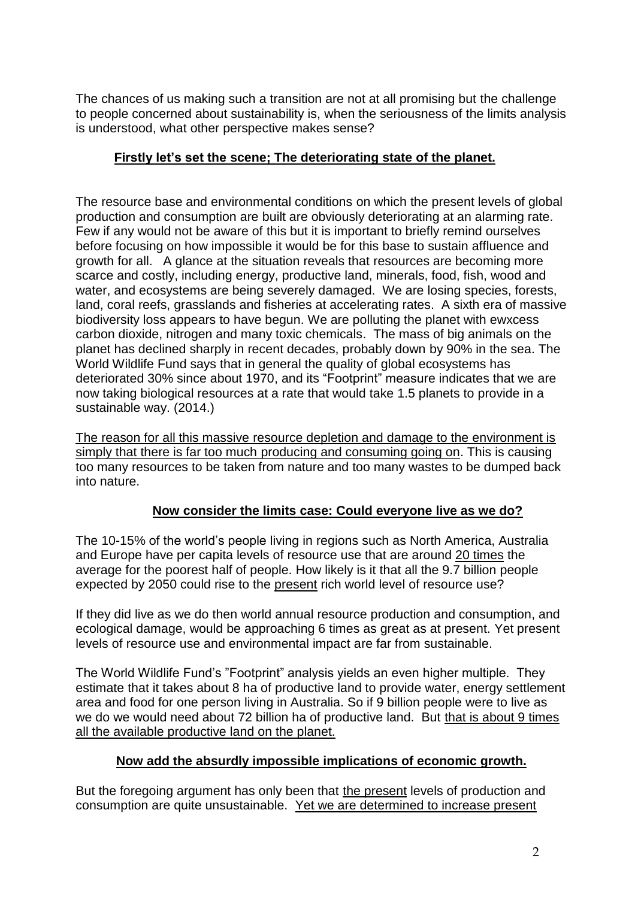The chances of us making such a transition are not at all promising but the challenge to people concerned about sustainability is, when the seriousness of the limits analysis is understood, what other perspective makes sense?

## Firstly let's set the scene; The deteriorating state of the planet.

The resource base and environmental conditions on which the present levels of global production and consumption are built are obviously deteriorating at an alarming rate. Few if any would not be aware of this but it is important to briefly remind ourselves before focusing on how impossible it would be for this base to sustain affluence and growth for all. A glance at the situation reveals that resources are becoming more scarce and costly, including energy, productive land, minerals, food, fish, wood and water, and ecosystems are being severely damaged. We are losing species, forests, land, coral reefs, grasslands and fisheries at accelerating rates. A sixth era of massive biodiversity loss appears to have begun. We are polluting the planet with ewxcess carbon dioxide, nitrogen and many toxic chemicals. The mass of big animals on the planet has declined sharply in recent decades, probably down by 90% in the sea. The World Wildlife Fund says that in general the quality of global ecosystems has deteriorated 30% since about 1970, and its "Footprint" measure indicates that we are now taking biological resources at a rate that would take 1.5 planets to provide in a sustainable way. (2014.)

The reason for all this massive resource depletion and damage to the environment is simply that there is far too much producing and consuming going on. This is causing too many resources to be taken from nature and too many wastes to be dumped back into nature.

## Now consider the limits case: Could everyone live as we do?

The 10-15% of the world's people living in regions such as North America, Australia and Europe have per capita levels of resource use that are around 20 times the average for the poorest half of people. How likely is it that all the 9.7 billion people expected by 2050 could rise to the present rich world level of resource use?

If they did live as we do then world annual resource production and consumption, and ecological damage, would be approaching 6 times as great as at present. Yet present levels of resource use and environmental impact are far from sustainable.

The World Wildlife Fund's "Footprint" analysis yields an even higher multiple. They estimate that it takes about 8 ha of productive land to provide water, energy settlement area and food for one person living in Australia. So if 9 billion people were to live as we do we would need about 72 billion ha of productive land. But that is about 9 times all the available productive land on the planet.

## Now add the absurdly impossible implications of economic growth.

But the foregoing argument has only been that the present levels of production and consumption are quite unsustainable. Yet we are determined to increase present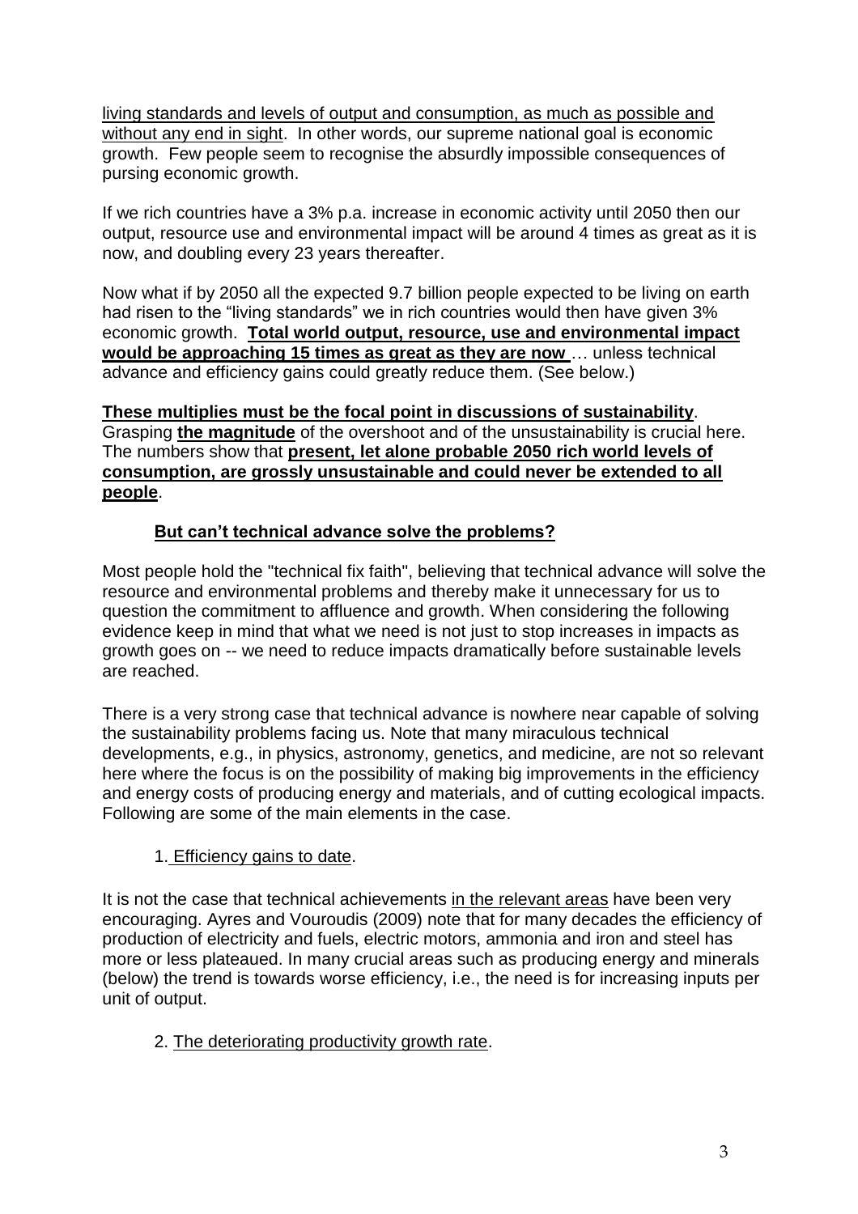living standards and levels of output and consumption, as much as possible and without any end in sight. In other words, our supreme national goal is economic growth. Few people seem to recognise the absurdly impossible consequences of pursing economic growth.

If we rich countries have a 3% p.a. increase in economic activity until 2050 then our output, resource use and environmental impact will be around 4 times as great as it is now, and doubling every 23 years thereafter.

Now what if by 2050 all the expected 9.7 billion people expected to be living on earth had risen to the "living standards" we in rich countries would then have given 3% economic growth. **Total world output, resource, use and environmental impact would be approaching 15 times as great as they are now** … unless technical advance and efficiency gains could greatly reduce them. (See below.)

**These multiples must be the focal point in discussions of sustainability**. Grasping **the magnitude** of the overshoot and of the unsustainability is crucial here. The numbers show that **present, let alone probable 2050 rich world levels of consumption, are grossly unsustainable and could never be extended to all people**.

## But can't technical advance solve the problems?

Most people hold the "technical fix faith", believing that technical advance will solve the resource and environmental problems and thereby make it unnecessary for us to question the commitment to affluence and growth. When considering the following evidence keep in mind that what we need is not just to stop increases in impacts as growth goes on -- we need to reduce impacts dramatically before sustainable levels are reached.

There is a very strong case that technical advance is nowhere near capable of solving the sustainability problems facing us. Note that many miraculous technical developments, e.g., in physics, astronomy, genetics, and medicine, are not so relevant here where the focus is on the possibility of making big improvements in the efficiency and energy costs of producing energy and materials, and of cutting ecological impacts. Following are some of the main elements in the case.

1. Efficiency gains to date.

It is not the case that technical achievements in the relevant areas have been very encouraging. Ayres and Vouroudis (2009) note that for many decades the efficiency of production of electricity and fuels, electric motors, ammonia and iron and steel has more or less plateaued. In many crucial areas such as producing energy and minerals (below) the trend is towards worse efficiency, i.e., the need is for increasing inputs per unit of output.

2. The deteriorating productivity growth rate.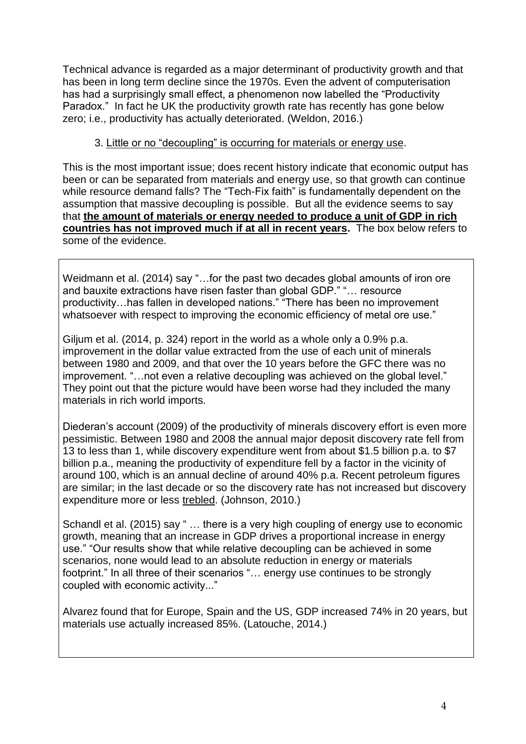Technical advance is regarded as a major determinant of productivity growth and that has been in long term decline since the 1970s. Even the advent of computerisation has had a surprisingly small effect, a phenomenon now labelled the "Productivity Paradox." In fact he UK the productivity growth rate has recently has gone below zero; i.e., productivity has actually deteriorated. (Weldon, 2016.)

3. <u>Little or no "decoupling" is occurring for materials or energy use</u>.

This is the most important issue; does recent history indicate that economic output has been or can be separated from materials and energy use, so that growth can continue while resource demand falls? The "Tech-Fix faith" is fundamentally dependent on the assumption that massive decoupling is possible. But all the evidence seems to say that **<u>the amount of materials or energy needed to produce a unit of GDP in rich countries has not improved much if at all in recent years</u>.** The box below refers to some of the evidence.

> Weidmann et al. (2014) say "…for the past two decades global amounts of iron ore and bauxite extractions have risen faster than global GDP." "… resource productivity…has fallen in developed nations." "There has been no improvement whatsoever with respect to improving the economic efficiency of metal ore use."
>
> Giljum et al. (2014, p. 324) report in the world as a whole only a 0.9% p.a. improvement in the dollar value extracted from the use of each unit of minerals between 1980 and 2009, and that over the 10 years before the GFC there was no improvement. "…not even a relative decoupling was achieved on the global level." They point out that the picture would have been worse had they included the many materials in rich world imports.
>
> Diederan's account (2009) of the productivity of minerals discovery effort is even more pessimistic. Between 1980 and 2008 the annual major deposit discovery rate fell from 13 to less than 1, while discovery expenditure went from about $1.5 billion p.a. to $7 billion p.a., meaning the productivity of expenditure fell by a factor in the vicinity of around 100, which is an annual decline of around 40% p.a. Recent petroleum figures are similar; in the last decade or so the discovery rate has not increased but discovery expenditure more or less <u>trebled</u>. (Johnson, 2010.)
>
> Schandl et al. (2015) say " … there is a very high coupling of energy use to economic growth, meaning that an increase in GDP drives a proportional increase in energy use." "Our results show that while relative decoupling can be achieved in some scenarios, none would lead to an absolute reduction in energy or materials footprint." In all three of their scenarios "… energy use continues to be strongly coupled with economic activity..."
>
> Alvarez found that for Europe, Spain and the US, GDP increased 74% in 20 years, but materials use actually increased 85%. (Latouche, 2014.)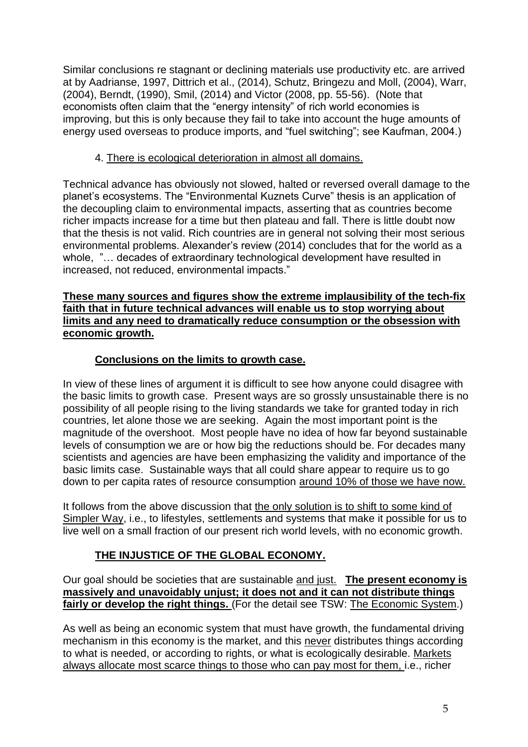Similar conclusions re stagnant or declining materials use productivity etc. are arrived at by Aadrianse, 1997, Dittrich et al., (2014), Schutz, Bringezu and Moll, (2004), Warr, (2004), Berndt, (1990), Smil, (2014) and Victor (2008, pp. 55-56). (Note that economists often claim that the "energy intensity" of rich world economies is improving, but this is only because they fail to take into account the huge amounts of energy used overseas to produce imports, and "fuel switching"; see Kaufman, 2004.)

4. <u>There is ecological deterioration in almost all domains.</u>

Technical advance has obviously not slowed, halted or reversed overall damage to the planet's ecosystems. The "Environmental Kuznets Curve" thesis is an application of the decoupling claim to environmental impacts, asserting that as countries become richer impacts increase for a time but then plateau and fall. There is little doubt now that the thesis is not valid. Rich countries are in general not solving their most serious environmental problems. Alexander's review (2014) concludes that for the world as a whole, "… decades of extraordinary technological development have resulted in increased, not reduced, environmental impacts."

**<u>These many sources and figures show the extreme implausibility of the tech-fix faith that in future technical advances will enable us to stop worrying about limits and any need to dramatically reduce consumption or the obsession with economic growth.</u>**

## <u>Conclusions on the limits to growth case.</u>

In view of these lines of argument it is difficult to see how anyone could disagree with the basic limits to growth case. Present ways are so grossly unsustainable there is no possibility of all people rising to the living standards we take for granted today in rich countries, let alone those we are seeking. Again the most important point is the magnitude of the overshoot. Most people have no idea of how far beyond sustainable levels of consumption we are or how big the reductions should be. For decades many scientists and agencies are have been emphasizing the validity and importance of the basic limits case. Sustainable ways that all could share appear to require us to go down to per capita rates of resource consumption <u>around 10% of those we have now.</u>

It follows from the above discussion that <u>the only solution is to shift to some kind of Simpler Way</u>, i.e., to lifestyles, settlements and systems that make it possible for us to live well on a small fraction of our present rich world levels, with no economic growth.

## <u>THE INJUSTICE OF THE GLOBAL ECONOMY.</u>

Our goal should be societies that are sustainable <u>and just.</u> **<u>The present economy is massively and unavoidably unjust; it does not and it can not distribute things fairly or develop the right things.</u>** (For the detail see TSW: <u>The Economic System</u>.)

As well as being an economic system that must have growth, the fundamental driving mechanism in this economy is the market, and this <u>never</u> distributes things according to what is needed, or according to rights, or what is ecologically desirable. <u>Markets always allocate most scarce things to those who can pay most for them,</u> i.e., richer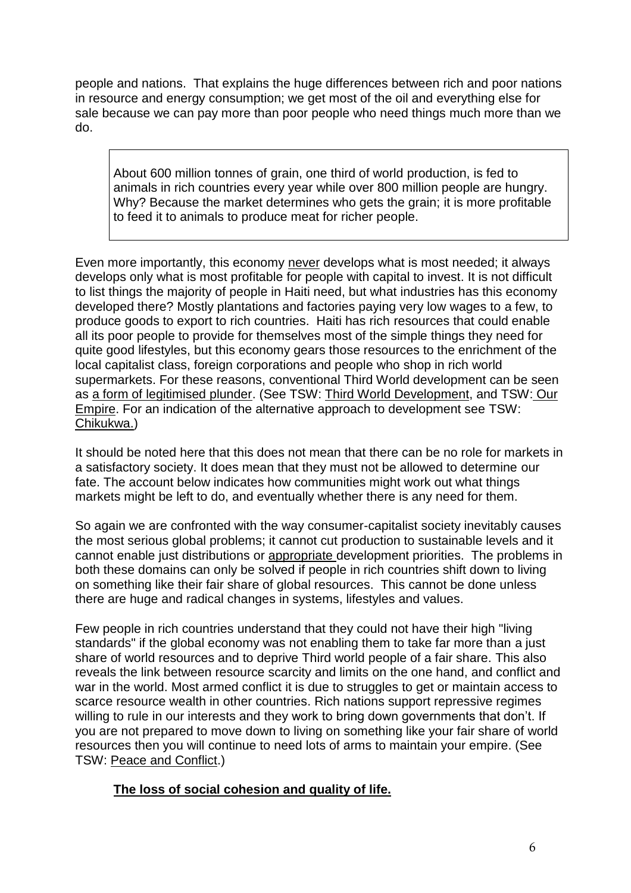people and nations. That explains the huge differences between rich and poor nations in resource and energy consumption; we get most of the oil and everything else for sale because we can pay more than poor people who need things much more than we do.

> About 600 million tonnes of grain, one third of world production, is fed to animals in rich countries every year while over 800 million people are hungry. Why? Because the market determines who gets the grain; it is more profitable to feed it to animals to produce meat for richer people.

Even more importantly, this economy never develops what is most needed; it always develops only what is most profitable for people with capital to invest. It is not difficult to list things the majority of people in Haiti need, but what industries has this economy developed there? Mostly plantations and factories paying very low wages to a few, to produce goods to export to rich countries. Haiti has rich resources that could enable all its poor people to provide for themselves most of the simple things they need for quite good lifestyles, but this economy gears those resources to the enrichment of the local capitalist class, foreign corporations and people who shop in rich world supermarkets. For these reasons, conventional Third World development can be seen as a form of legitimised plunder. (See TSW: Third World Development, and TSW: Our Empire. For an indication of the alternative approach to development see TSW: Chikukwa.)

It should be noted here that this does not mean that there can be no role for markets in a satisfactory society. It does mean that they must not be allowed to determine our fate. The account below indicates how communities might work out what things markets might be left to do, and eventually whether there is any need for them.

So again we are confronted with the way consumer-capitalist society inevitably causes the most serious global problems; it cannot cut production to sustainable levels and it cannot enable just distributions or appropriate development priorities. The problems in both these domains can only be solved if people in rich countries shift down to living on something like their fair share of global resources. This cannot be done unless there are huge and radical changes in systems, lifestyles and values.

Few people in rich countries understand that they could not have their high "living standards" if the global economy was not enabling them to take far more than a just share of world resources and to deprive Third world people of a fair share. This also reveals the link between resource scarcity and limits on the one hand, and conflict and war in the world. Most armed conflict it is due to struggles to get or maintain access to scarce resource wealth in other countries. Rich nations support repressive regimes willing to rule in our interests and they work to bring down governments that don't. If you are not prepared to move down to living on something like your fair share of world resources then you will continue to need lots of arms to maintain your empire. (See TSW: Peace and Conflict.)

### The loss of social cohesion and quality of life.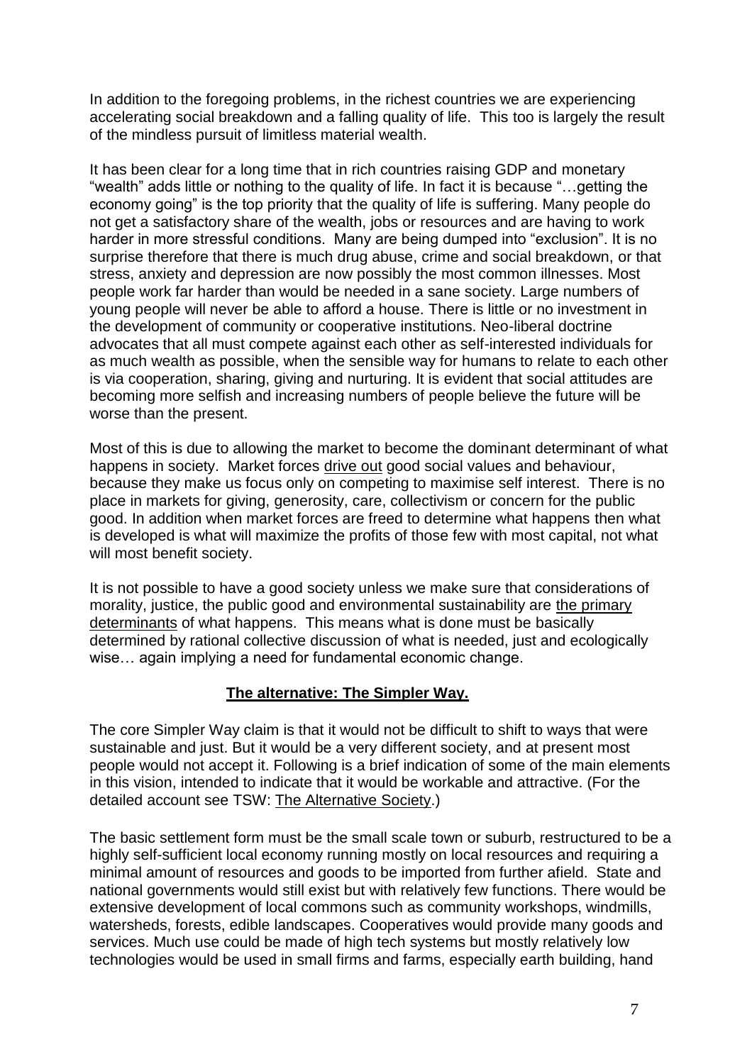In addition to the foregoing problems, in the richest countries we are experiencing accelerating social breakdown and a falling quality of life. This too is largely the result of the mindless pursuit of limitless material wealth.

It has been clear for a long time that in rich countries raising GDP and monetary "wealth" adds little or nothing to the quality of life. In fact it is because "…getting the economy going" is the top priority that the quality of life is suffering. Many people do not get a satisfactory share of the wealth, jobs or resources and are having to work harder in more stressful conditions. Many are being dumped into "exclusion". It is no surprise therefore that there is much drug abuse, crime and social breakdown, or that stress, anxiety and depression are now possibly the most common illnesses. Most people work far harder than would be needed in a sane society. Large numbers of young people will never be able to afford a house. There is little or no investment in the development of community or cooperative institutions. Neo-liberal doctrine advocates that all must compete against each other as self-interested individuals for as much wealth as possible, when the sensible way for humans to relate to each other is via cooperation, sharing, giving and nurturing. It is evident that social attitudes are becoming more selfish and increasing numbers of people believe the future will be worse than the present.

Most of this is due to allowing the market to become the dominant determinant of what happens in society. Market forces drive out good social values and behaviour, because they make us focus only on competing to maximise self interest. There is no place in markets for giving, generosity, care, collectivism or concern for the public good. In addition when market forces are freed to determine what happens then what is developed is what will maximize the profits of those few with most capital, not what will most benefit society.

It is not possible to have a good society unless we make sure that considerations of morality, justice, the public good and environmental sustainability are the primary determinants of what happens. This means what is done must be basically determined by rational collective discussion of what is needed, just and ecologically wise… again implying a need for fundamental economic change.

## The alternative: The Simpler Way.

The core Simpler Way claim is that it would not be difficult to shift to ways that were sustainable and just. But it would be a very different society, and at present most people would not accept it. Following is a brief indication of some of the main elements in this vision, intended to indicate that it would be workable and attractive. (For the detailed account see TSW: The Alternative Society.)

The basic settlement form must be the small scale town or suburb, restructured to be a highly self-sufficient local economy running mostly on local resources and requiring a minimal amount of resources and goods to be imported from further afield. State and national governments would still exist but with relatively few functions. There would be extensive development of local commons such as community workshops, windmills, watersheds, forests, edible landscapes. Cooperatives would provide many goods and services. Much use could be made of high tech systems but mostly relatively low technologies would be used in small firms and farms, especially earth building, hand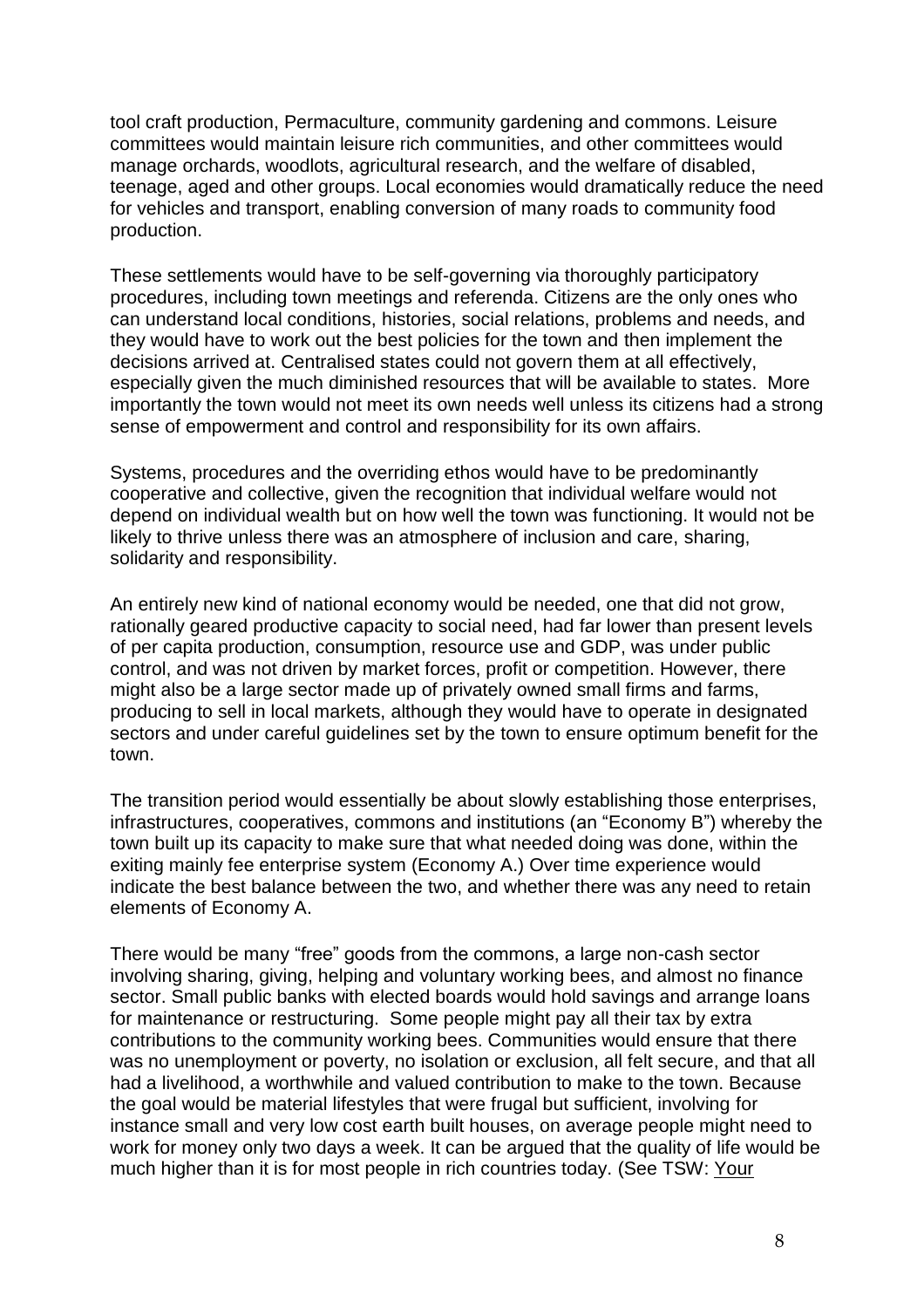tool craft production, Permaculture, community gardening and commons. Leisure committees would maintain leisure rich communities, and other committees would manage orchards, woodlots, agricultural research, and the welfare of disabled, teenage, aged and other groups. Local economies would dramatically reduce the need for vehicles and transport, enabling conversion of many roads to community food production.

These settlements would have to be self-governing via thoroughly participatory procedures, including town meetings and referenda. Citizens are the only ones who can understand local conditions, histories, social relations, problems and needs, and they would have to work out the best policies for the town and then implement the decisions arrived at. Centralised states could not govern them at all effectively, especially given the much diminished resources that will be available to states. More importantly the town would not meet its own needs well unless its citizens had a strong sense of empowerment and control and responsibility for its own affairs.

Systems, procedures and the overriding ethos would have to be predominantly cooperative and collective, given the recognition that individual welfare would not depend on individual wealth but on how well the town was functioning. It would not be likely to thrive unless there was an atmosphere of inclusion and care, sharing, solidarity and responsibility.

An entirely new kind of national economy would be needed, one that did not grow, rationally geared productive capacity to social need, had far lower than present levels of per capita production, consumption, resource use and GDP, was under public control, and was not driven by market forces, profit or competition. However, there might also be a large sector made up of privately owned small firms and farms, producing to sell in local markets, although they would have to operate in designated sectors and under careful guidelines set by the town to ensure optimum benefit for the town.

The transition period would essentially be about slowly establishing those enterprises, infrastructures, cooperatives, commons and institutions (an "Economy B") whereby the town built up its capacity to make sure that what needed doing was done, within the exiting mainly fee enterprise system (Economy A.) Over time experience would indicate the best balance between the two, and whether there was any need to retain elements of Economy A.

There would be many "free" goods from the commons, a large non-cash sector involving sharing, giving, helping and voluntary working bees, and almost no finance sector. Small public banks with elected boards would hold savings and arrange loans for maintenance or restructuring. Some people might pay all their tax by extra contributions to the community working bees. Communities would ensure that there was no unemployment or poverty, no isolation or exclusion, all felt secure, and that all had a livelihood, a worthwhile and valued contribution to make to the town. Because the goal would be material lifestyles that were frugal but sufficient, involving for instance small and very low cost earth built houses, on average people might need to work for money only two days a week. It can be argued that the quality of life would be much higher than it is for most people in rich countries today. (See TSW: Your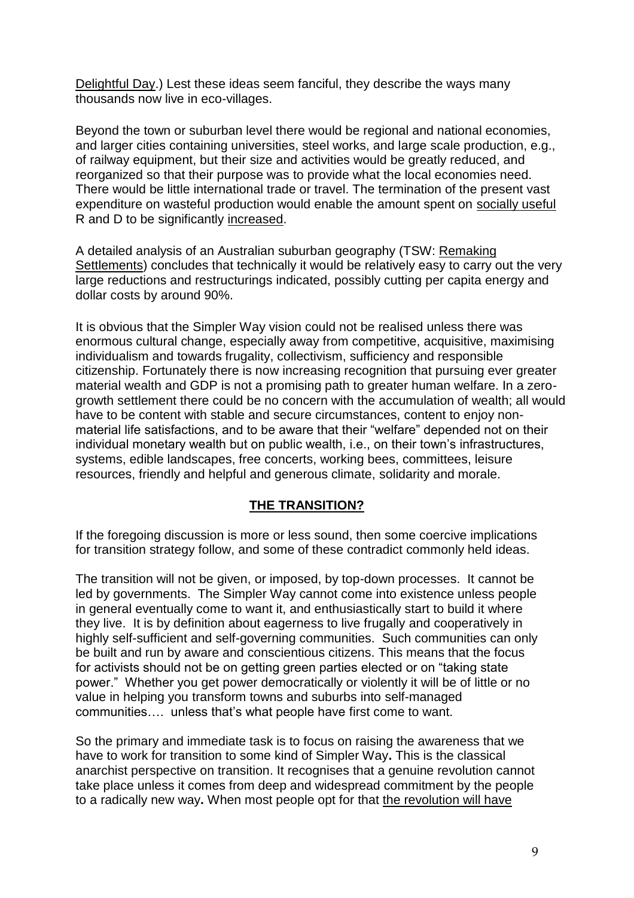Delightful Day.) Lest these ideas seem fanciful, they describe the ways many thousands now live in eco-villages.

Beyond the town or suburban level there would be regional and national economies, and larger cities containing universities, steel works, and large scale production, e.g., of railway equipment, but their size and activities would be greatly reduced, and reorganized so that their purpose was to provide what the local economies need. There would be little international trade or travel. The termination of the present vast expenditure on wasteful production would enable the amount spent on socially useful R and D to be significantly increased.

A detailed analysis of an Australian suburban geography (TSW: Remaking Settlements) concludes that technically it would be relatively easy to carry out the very large reductions and restructurings indicated, possibly cutting per capita energy and dollar costs by around 90%.

It is obvious that the Simpler Way vision could not be realised unless there was enormous cultural change, especially away from competitive, acquisitive, maximising individualism and towards frugality, collectivism, sufficiency and responsible citizenship. Fortunately there is now increasing recognition that pursuing ever greater material wealth and GDP is not a promising path to greater human welfare. In a zero-growth settlement there could be no concern with the accumulation of wealth; all would have to be content with stable and secure circumstances, content to enjoy non-material life satisfactions, and to be aware that their "welfare" depended not on their individual monetary wealth but on public wealth, i.e., on their town's infrastructures, systems, edible landscapes, free concerts, working bees, committees, leisure resources, friendly and helpful and generous climate, solidarity and morale.

## THE TRANSITION?

If the foregoing discussion is more or less sound, then some coercive implications for transition strategy follow, and some of these contradict commonly held ideas.

The transition will not be given, or imposed, by top-down processes. It cannot be led by governments. The Simpler Way cannot come into existence unless people in general eventually come to want it, and enthusiastically start to build it where they live. It is by definition about eagerness to live frugally and cooperatively in highly self-sufficient and self-governing communities. Such communities can only be built and run by aware and conscientious citizens. This means that the focus for activists should not be on getting green parties elected or on "taking state power." Whether you get power democratically or violently it will be of little or no value in helping you transform towns and suburbs into self-managed communities…. unless that's what people have first come to want.

So the primary and immediate task is to focus on raising the awareness that we have to work for transition to some kind of Simpler Way**.** This is the classical anarchist perspective on transition. It recognises that a genuine revolution cannot take place unless it comes from deep and widespread commitment by the people to a radically new way**.** When most people opt for that the revolution will have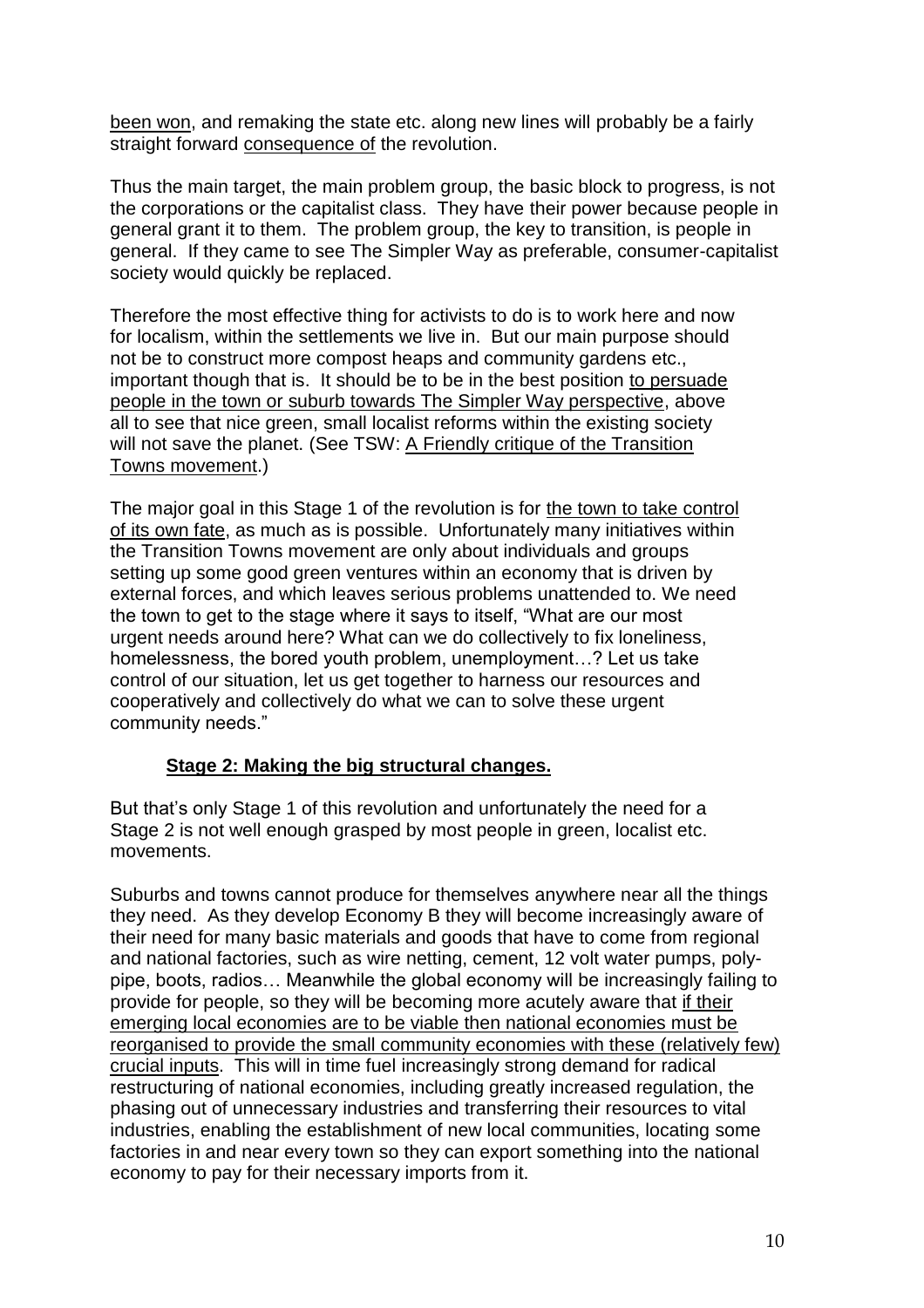been won, and remaking the state etc. along new lines will probably be a fairly straight forward consequence of the revolution.

Thus the main target, the main problem group, the basic block to progress, is not the corporations or the capitalist class. They have their power because people in general grant it to them. The problem group, the key to transition, is people in general. If they came to see The Simpler Way as preferable, consumer-capitalist society would quickly be replaced.

Therefore the most effective thing for activists to do is to work here and now for localism, within the settlements we live in. But our main purpose should not be to construct more compost heaps and community gardens etc., important though that is. It should be to be in the best position to persuade people in the town or suburb towards The Simpler Way perspective, above all to see that nice green, small localist reforms within the existing society will not save the planet. (See TSW: A Friendly critique of the Transition Towns movement.)

The major goal in this Stage 1 of the revolution is for the town to take control of its own fate, as much as is possible. Unfortunately many initiatives within the Transition Towns movement are only about individuals and groups setting up some good green ventures within an economy that is driven by external forces, and which leaves serious problems unattended to. We need the town to get to the stage where it says to itself, "What are our most urgent needs around here? What can we do collectively to fix loneliness, homelessness, the bored youth problem, unemployment…? Let us take control of our situation, let us get together to harness our resources and cooperatively and collectively do what we can to solve these urgent community needs."

**Stage 2: Making the big structural changes.**

But that's only Stage 1 of this revolution and unfortunately the need for a Stage 2 is not well enough grasped by most people in green, localist etc. movements.

Suburbs and towns cannot produce for themselves anywhere near all the things they need. As they develop Economy B they will become increasingly aware of their need for many basic materials and goods that have to come from regional and national factories, such as wire netting, cement, 12 volt water pumps, poly-pipe, boots, radios… Meanwhile the global economy will be increasingly failing to provide for people, so they will be becoming more acutely aware that if their emerging local economies are to be viable then national economies must be reorganised to provide the small community economies with these (relatively few) crucial inputs. This will in time fuel increasingly strong demand for radical restructuring of national economies, including greatly increased regulation, the phasing out of unnecessary industries and transferring their resources to vital industries, enabling the establishment of new local communities, locating some factories in and near every town so they can export something into the national economy to pay for their necessary imports from it.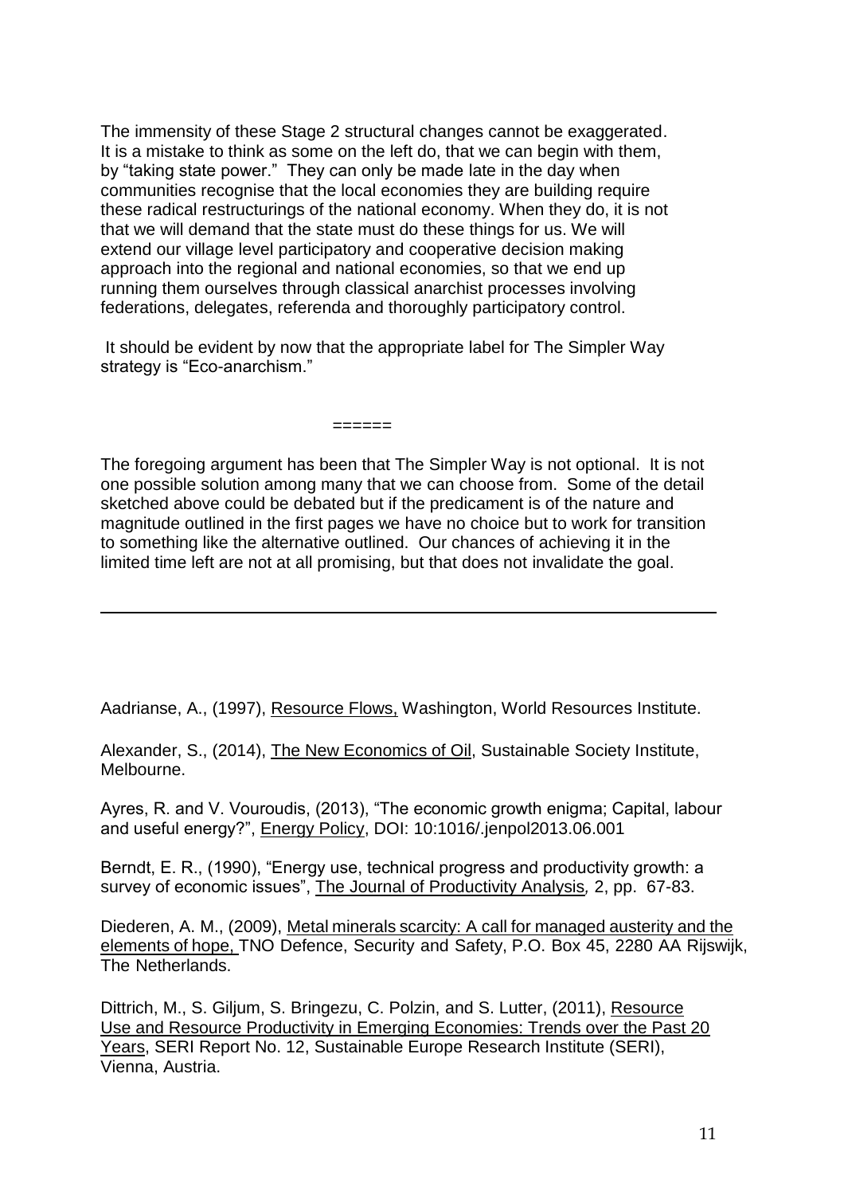The immensity of these Stage 2 structural changes cannot be exaggerated. It is a mistake to think as some on the left do, that we can begin with them, by "taking state power." They can only be made late in the day when communities recognise that the local economies they are building require these radical restructurings of the national economy. When they do, it is not that we will demand that the state must do these things for us. We will extend our village level participatory and cooperative decision making approach into the regional and national economies, so that we end up running them ourselves through classical anarchist processes involving federations, delegates, referenda and thoroughly participatory control.

It should be evident by now that the appropriate label for The Simpler Way strategy is "Eco-anarchism."

======

The foregoing argument has been that The Simpler Way is not optional. It is not one possible solution among many that we can choose from. Some of the detail sketched above could be debated but if the predicament is of the nature and magnitude outlined in the first pages we have no choice but to work for transition to something like the alternative outlined. Our chances of achieving it in the limited time left are not at all promising, but that does not invalidate the goal.

---

Aadrianse, A., (1997), Resource Flows, Washington, World Resources Institute.

Alexander, S., (2014), The New Economics of Oil, Sustainable Society Institute, Melbourne.

Ayres, R. and V. Vouroudis, (2013), "The economic growth enigma; Capital, labour and useful energy?", Energy Policy, DOI: 10:1016/.jenpol2013.06.001

Berndt, E. R., (1990), "Energy use, technical progress and productivity growth: a survey of economic issues", The Journal of Productivity Analysis, 2, pp. 67-83.

Diederen, A. M., (2009), Metal minerals scarcity: A call for managed austerity and the elements of hope, TNO Defence, Security and Safety, P.O. Box 45, 2280 AA Rijswijk, The Netherlands.

Dittrich, M., S. Giljum, S. Bringezu, C. Polzin, and S. Lutter, (2011), Resource Use and Resource Productivity in Emerging Economies: Trends over the Past 20 Years, SERI Report No. 12, Sustainable Europe Research Institute (SERI), Vienna, Austria.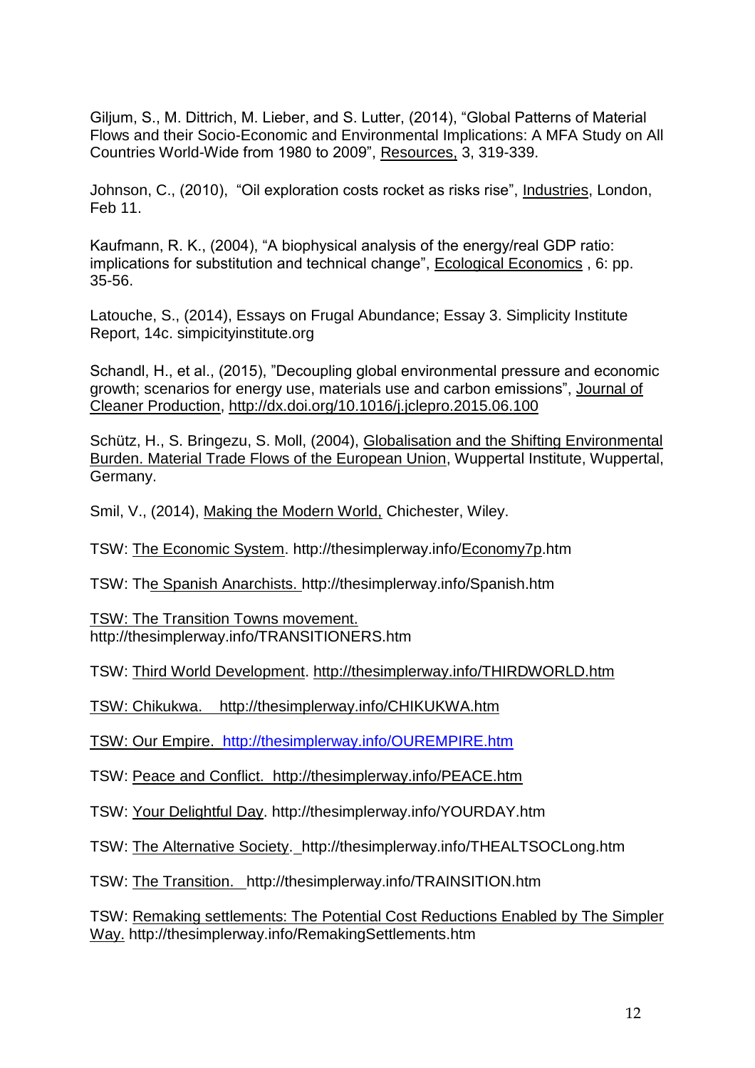Giljum, S., M. Dittrich, M. Lieber, and S. Lutter, (2014), "Global Patterns of Material Flows and their Socio-Economic and Environmental Implications: A MFA Study on All Countries World-Wide from 1980 to 2009", Resources, 3, 319-339.

Johnson, C., (2010), "Oil exploration costs rocket as risks rise", Industries, London, Feb 11.

Kaufmann, R. K., (2004), "A biophysical analysis of the energy/real GDP ratio: implications for substitution and technical change", Ecological Economics , 6: pp. 35-56.

Latouche, S., (2014), Essays on Frugal Abundance; Essay 3. Simplicity Institute Report, 14c. simpicityinstitute.org

Schandl, H., et al., (2015), "Decoupling global environmental pressure and economic growth; scenarios for energy use, materials use and carbon emissions", Journal of Cleaner Production, http://dx.doi.org/10.1016/j.jclepro.2015.06.100

Schütz, H., S. Bringezu, S. Moll, (2004), Globalisation and the Shifting Environmental Burden. Material Trade Flows of the European Union, Wuppertal Institute, Wuppertal, Germany.

Smil, V., (2014), Making the Modern World, Chichester, Wiley.

TSW: The Economic System. http://thesimplerway.info/Economy7p.htm

TSW: The Spanish Anarchists. http://thesimplerway.info/Spanish.htm

TSW: The Transition Towns movement. http://thesimplerway.info/TRANSITIONERS.htm

TSW: Third World Development. http://thesimplerway.info/THIRDWORLD.htm

TSW: Chikukwa. http://thesimplerway.info/CHIKUKWA.htm

TSW: Our Empire. http://thesimplerway.info/OUREMPIRE.htm

TSW: Peace and Conflict. http://thesimplerway.info/PEACE.htm

TSW: Your Delightful Day. http://thesimplerway.info/YOURDAY.htm

TSW: The Alternative Society. http://thesimplerway.info/THEALTSOCLong.htm

TSW: The Transition. http://thesimplerway.info/TRAINSITION.htm

TSW: Remaking settlements: The Potential Cost Reductions Enabled by The Simpler Way. http://thesimplerway.info/RemakingSettlements.htm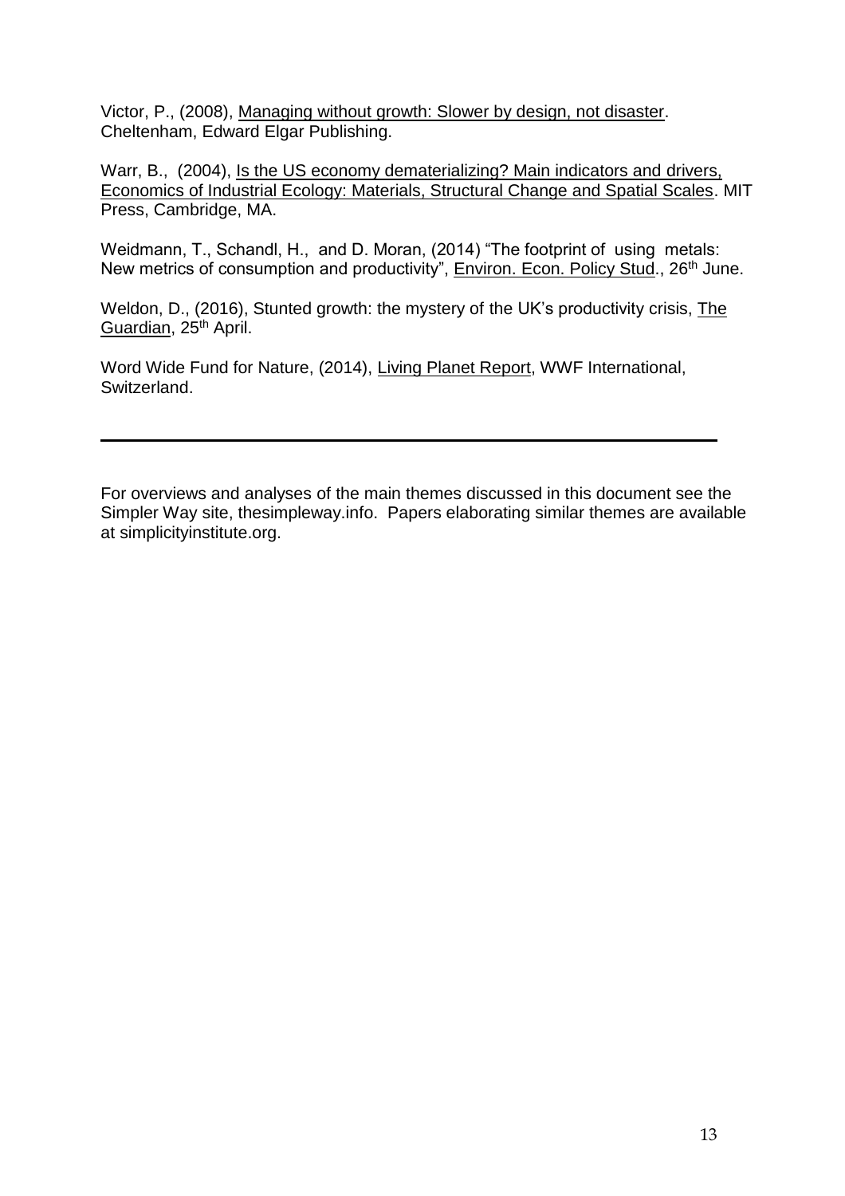Victor, P., (2008), Managing without growth: Slower by design, not disaster. Cheltenham, Edward Elgar Publishing.

Warr, B., (2004), Is the US economy dematerializing? Main indicators and drivers, Economics of Industrial Ecology: Materials, Structural Change and Spatial Scales. MIT Press, Cambridge, MA.

Weidmann, T., Schandl, H., and D. Moran, (2014) "The footprint of using metals: New metrics of consumption and productivity", Environ. Econ. Policy Stud., 26th June.

Weldon, D., (2016), Stunted growth: the mystery of the UK's productivity crisis, The Guardian, 25th April.

Word Wide Fund for Nature, (2014), Living Planet Report, WWF International, Switzerland.

---

For overviews and analyses of the main themes discussed in this document see the Simpler Way site, thesimpleway.info. Papers elaborating similar themes are available at simplicityinstitute.org.